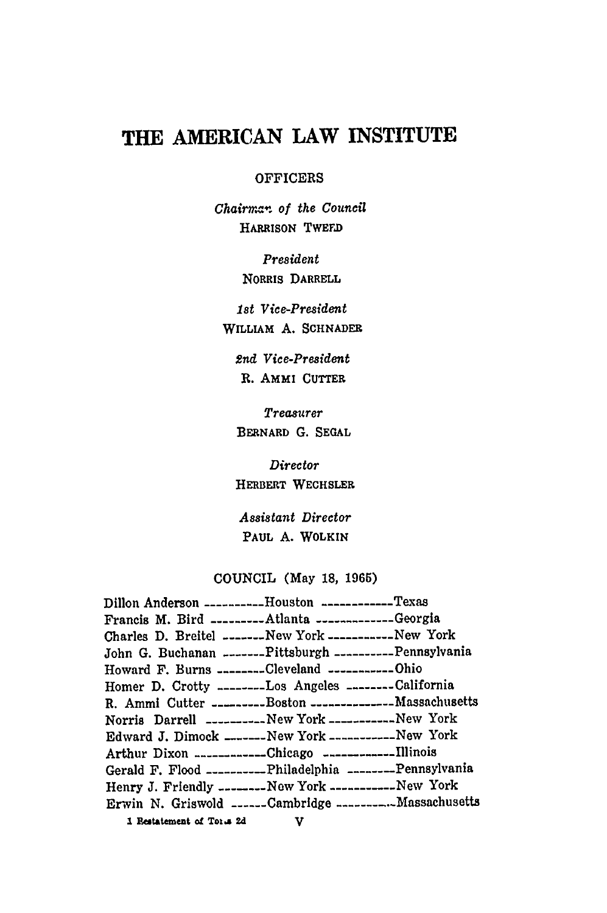# THE AMERICAN LAW INSTITUTE

## OFFICERS

*Chairman of the Council*
HARRISON TWEED

*President*
NORRIS DARRELL

*1st Vice-President*
WILLIAM A. SCHNADER

*2nd Vice-President*
R. AMMI CUTTER

*Treasurer*
BERNARD G. SEGAL

*Director*
HERBERT WECHSLER

*Assistant Director*
PAUL A. WOLKIN

## COUNCIL (May 18, 1965)

| | | |
|---|---|---|
| Dillon Anderson | Houston | Texas |
| Francis M. Bird | Atlanta | Georgia |
| Charles D. Breitel | New York | New York |
| John G. Buchanan | Pittsburgh | Pennsylvania |
| Howard F. Burns | Cleveland | Ohio |
| Homer D. Crotty | Los Angeles | California |
| R. Ammi Cutter | Boston | Massachusetts |
| Norris Darrell | New York | New York |
| Edward J. Dimock | New York | New York |
| Arthur Dixon | Chicago | Illinois |
| Gerald F. Flood | Philadelphia | Pennsylvania |
| Henry J. Friendly | New York | New York |
| Erwin N. Griswold | Cambridge | Massachusetts |

1 Restatement of Torts 2d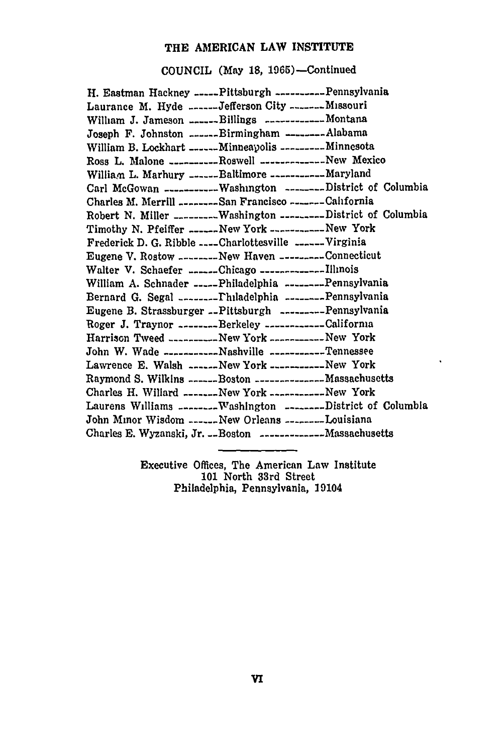# THE AMERICAN LAW INSTITUTE

## COUNCIL (May 18, 1965)—Continued

| | | |
|---|---|---|
| H. Eastman Hackney | Pittsburgh | Pennsylvania |
| Laurance M. Hyde | Jefferson City | Missouri |
| William J. Jameson | Billings | Montana |
| Joseph F. Johnston | Birmingham | Alabama |
| William B. Lockhart | Minneapolis | Minnesota |
| Ross L. Malone | Roswell | New Mexico |
| William L. Marbury | Baltimore | Maryland |
| Carl McGowan | Washington | District of Columbia |
| Charles M. Merrill | San Francisco | California |
| Robert N. Miller | Washington | District of Columbia |
| Timothy N. Pfeiffer | New York | New York |
| Frederick D. G. Ribble | Charlottesville | Virginia |
| Eugene V. Rostow | New Haven | Connecticut |
| Walter V. Schaefer | Chicago | Illinois |
| William A. Schnader | Philadelphia | Pennsylvania |
| Bernard G. Segal | Philadelphia | Pennsylvania |
| Eugene B. Strassburger | Pittsburgh | Pennsylvania |
| Roger J. Traynor | Berkeley | California |
| Harrison Tweed | New York | New York |
| John W. Wade | Nashville | Tennessee |
| Lawrence E. Walsh | New York | New York |
| Raymond S. Wilkins | Boston | Massachusetts |
| Charles H. Willard | New York | New York |
| Laurens Williams | Washington | District of Columbia |
| John Minor Wisdom | New Orleans | Louisiana |
| Charles E. Wyzanski, Jr. | Boston | Massachusetts |

Executive Offices, The American Law Institute
101 North 33rd Street
Philadelphia, Pennsylvania, 19104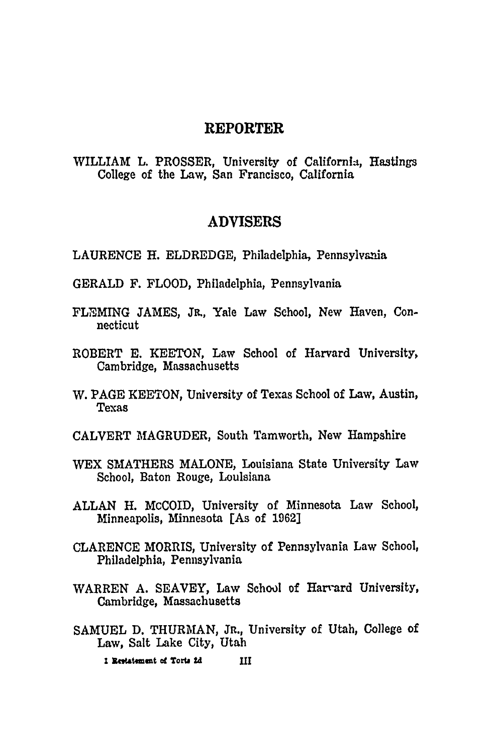## REPORTER

WILLIAM L. PROSSER, University of California, Hastings College of the Law, San Francisco, California

## ADVISERS

LAURENCE H. ELDREDGE, Philadelphia, Pennsylvania

GERALD F. FLOOD, Philadelphia, Pennsylvania

FLEMING JAMES, JR., Yale Law School, New Haven, Connecticut

ROBERT E. KEETON, Law School of Harvard University, Cambridge, Massachusetts

W. PAGE KEETON, University of Texas School of Law, Austin, Texas

CALVERT MAGRUDER, South Tamworth, New Hampshire

WEX SMATHERS MALONE, Louisiana State University Law School, Baton Rouge, Louisiana

ALLAN H. McCOID, University of Minnesota Law School, Minneapolis, Minnesota [As of 1962]

CLARENCE MORRIS, University of Pennsylvania Law School, Philadelphia, Pennsylvania

WARREN A. SEAVEY, Law School of Harvard University, Cambridge, Massachusetts

SAMUEL D. THURMAN, JR., University of Utah, College of Law, Salt Lake City, Utah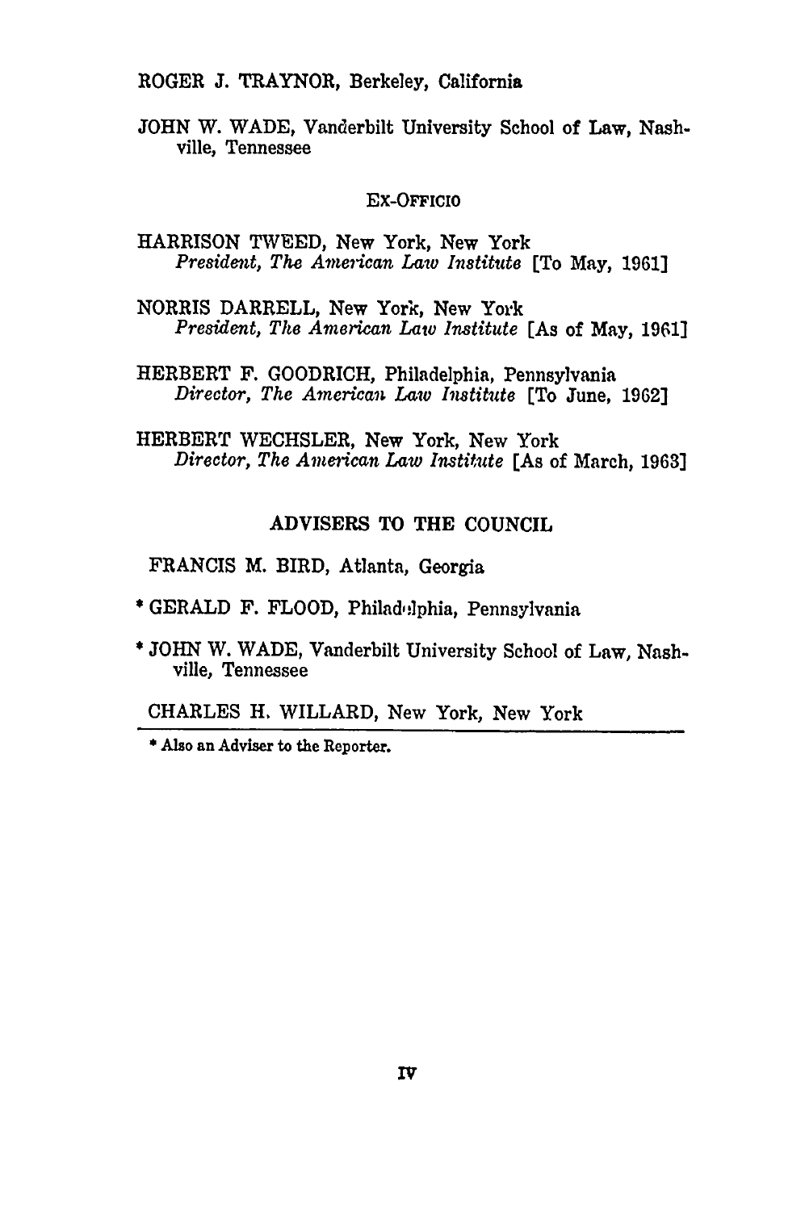ROGER J. TRAYNOR, Berkeley, California

JOHN W. WADE, Vanderbilt University School of Law, Nashville, Tennessee

EX-OFFICIO

HARRISON TWEED, New York, New York
*President, The American Law Institute* [To May, 1961]

NORRIS DARRELL, New York, New York
*President, The American Law Institute* [As of May, 1961]

HERBERT F. GOODRICH, Philadelphia, Pennsylvania
*Director, The American Law Institute* [To June, 1962]

HERBERT WECHSLER, New York, New York
*Director, The American Law Institute* [As of March, 1963]

## ADVISERS TO THE COUNCIL

FRANCIS M. BIRD, Atlanta, Georgia

* GERALD F. FLOOD, Philadelphia, Pennsylvania

* JOHN W. WADE, Vanderbilt University School of Law, Nashville, Tennessee

CHARLES H. WILLARD, New York, New York

* Also an Adviser to the Reporter.